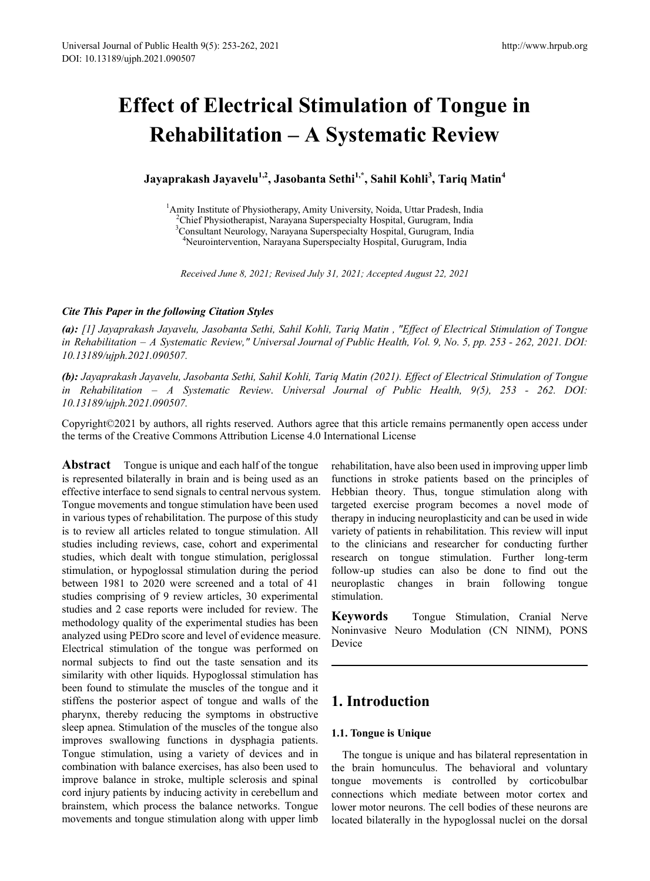# Effect of Electrical Stimulation of Tongue in Rehabilitation – A Systematic Review

**Jayaprakash Jayavelu[1,2], Jasobanta Sethi[1,*], Sahil Kohli[3], Tariq Matin[4]**

[1]Amity Institute of Physiotherapy, Amity University, Noida, Uttar Pradesh, India
[2]Chief Physiotherapist, Narayana Superspecialty Hospital, Gurugram, India
[3]Consultant Neurology, Narayana Superspecialty Hospital, Gurugram, India
[4]Neurointervention, Narayana Superspecialty Hospital, Gurugram, India

*Received June 8, 2021; Revised July 31, 2021; Accepted August 22, 2021*

***Cite This Paper in the following Citation Styles***

***(a):*** *[1] Jayaprakash Jayavelu, Jasobanta Sethi, Sahil Kohli, Tariq Matin , "Effect of Electrical Stimulation of Tongue in Rehabilitation – A Systematic Review," Universal Journal of Public Health, Vol. 9, No. 5, pp. 253 - 262, 2021. DOI: 10.13189/ujph.2021.090507.*

***(b):*** *Jayaprakash Jayavelu, Jasobanta Sethi, Sahil Kohli, Tariq Matin (2021). Effect of Electrical Stimulation of Tongue in Rehabilitation – A Systematic Review. Universal Journal of Public Health, 9(5), 253 - 262. DOI: 10.13189/ujph.2021.090507.*

Copyright©2021 by authors, all rights reserved. Authors agree that this article remains permanently open access under the terms of the Creative Commons Attribution License 4.0 International License

**Abstract** Tongue is unique and each half of the tongue is represented bilaterally in brain and is being used as an effective interface to send signals to central nervous system. Tongue movements and tongue stimulation have been used in various types of rehabilitation. The purpose of this study is to review all articles related to tongue stimulation. All studies including reviews, case, cohort and experimental studies, which dealt with tongue stimulation, periglossal stimulation, or hypoglossal stimulation during the period between 1981 to 2020 were screened and a total of 41 studies comprising of 9 review articles, 30 experimental studies and 2 case reports were included for review. The methodology quality of the experimental studies has been analyzed using PEDro score and level of evidence measure. Electrical stimulation of the tongue was performed on normal subjects to find out the taste sensation and its similarity with other liquids. Hypoglossal stimulation has been found to stimulate the muscles of the tongue and it stiffens the posterior aspect of tongue and walls of the pharynx, thereby reducing the symptoms in obstructive sleep apnea. Stimulation of the muscles of the tongue also improves swallowing functions in dysphagia patients. Tongue stimulation, using a variety of devices and in combination with balance exercises, has also been used to improve balance in stroke, multiple sclerosis and spinal cord injury patients by inducing activity in cerebellum and brainstem, which process the balance networks. Tongue movements and tongue stimulation along with upper limb rehabilitation, have also been used in improving upper limb functions in stroke patients based on the principles of Hebbian theory. Thus, tongue stimulation along with targeted exercise program becomes a novel mode of therapy in inducing neuroplasticity and can be used in wide variety of patients in rehabilitation. This review will input to the clinicians and researcher for conducting further research on tongue stimulation. Further long-term follow-up studies can also be done to find out the neuroplastic changes in brain following tongue stimulation.

**Keywords** Tongue Stimulation, Cranial Nerve Noninvasive Neuro Modulation (CN NINM), PONS Device

## 1. Introduction

### 1.1. Tongue is Unique

The tongue is unique and has bilateral representation in the brain homunculus. The behavioral and voluntary tongue movements is controlled by corticobulbar connections which mediate between motor cortex and lower motor neurons. The cell bodies of these neurons are located bilaterally in the hypoglossal nuclei on the dorsal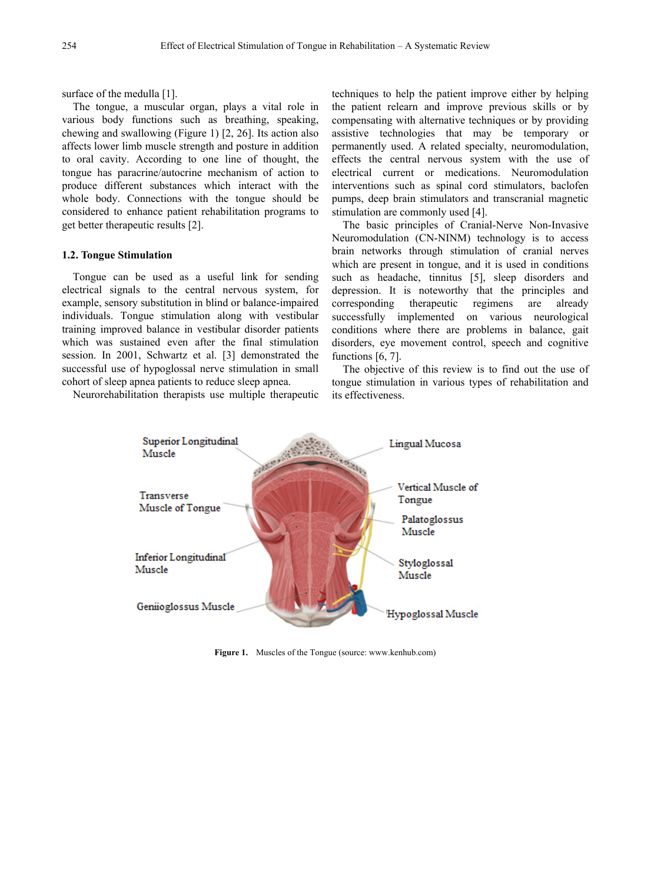surface of the medulla [1].

The tongue, a muscular organ, plays a vital role in various body functions such as breathing, speaking, chewing and swallowing (Figure 1) [2, 26]. Its action also affects lower limb muscle strength and posture in addition to oral cavity. According to one line of thought, the tongue has paracrine/autocrine mechanism of action to produce different substances which interact with the whole body. Connections with the tongue should be considered to enhance patient rehabilitation programs to get better therapeutic results [2].

### 1.2. Tongue Stimulation

Tongue can be used as a useful link for sending electrical signals to the central nervous system, for example, sensory substitution in blind or balance-impaired individuals. Tongue stimulation along with vestibular training improved balance in vestibular disorder patients which was sustained even after the final stimulation session. In 2001, Schwartz et al. [3] demonstrated the successful use of hypoglossal nerve stimulation in small cohort of sleep apnea patients to reduce sleep apnea.

Neurorehabilitation therapists use multiple therapeutic techniques to help the patient improve either by helping the patient relearn and improve previous skills or by compensating with alternative techniques or by providing assistive technologies that may be temporary or permanently used. A related specialty, neuromodulation, effects the central nervous system with the use of electrical current or medications. Neuromodulation interventions such as spinal cord stimulators, baclofen pumps, deep brain stimulators and transcranial magnetic stimulation are commonly used [4].

The basic principles of Cranial-Nerve Non-Invasive Neuromodulation (CN-NINM) technology is to access brain networks through stimulation of cranial nerves which are present in tongue, and it is used in conditions such as headache, tinnitus [5], sleep disorders and depression. It is noteworthy that the principles and corresponding therapeutic regimens are already successfully implemented on various neurological conditions where there are problems in balance, gait disorders, eye movement control, speech and cognitive functions [6, 7].

The objective of this review is to find out the use of tongue stimulation in various types of rehabilitation and its effectiveness.

Superior Longitudinal Muscle

Transverse Muscle of Tongue

Inferior Longitudinal Muscle

Geniioglossus Muscle

Lingual Mucosa

Vertical Muscle of Tongue

Palatoglossus Muscle

Styloglossal Muscle

Hypoglossal Muscle

**Figure 1.** Muscles of the Tongue (source: www.kenhub.com)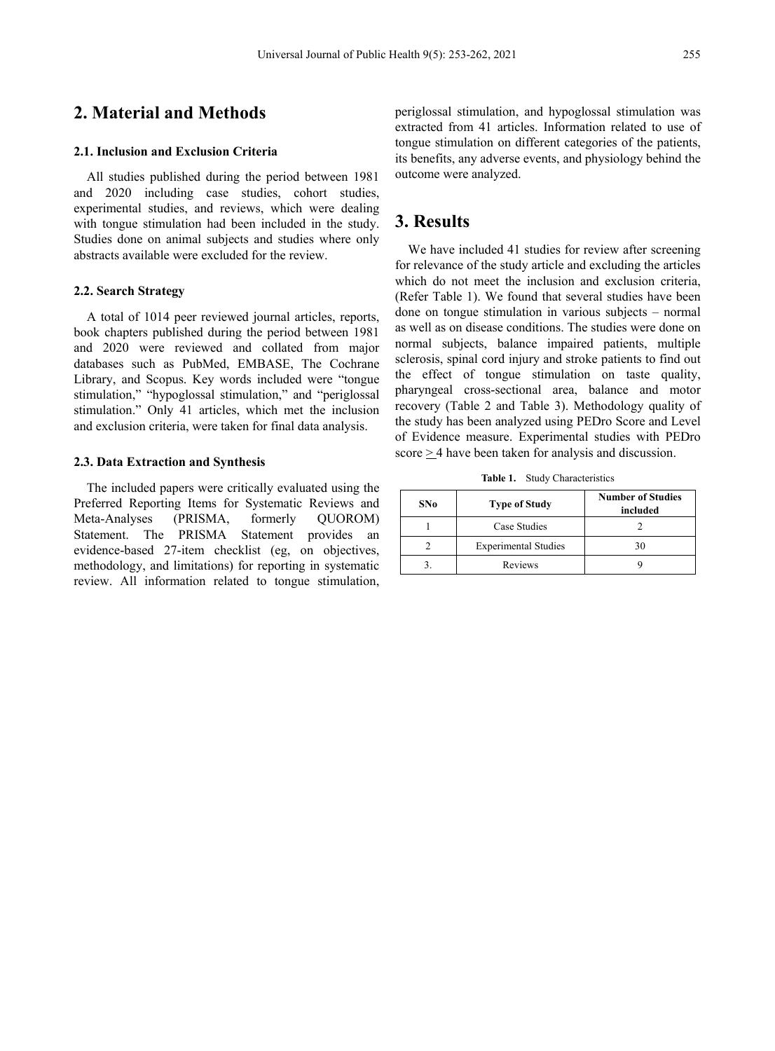## 2. Material and Methods

### 2.1. Inclusion and Exclusion Criteria

All studies published during the period between 1981 and 2020 including case studies, cohort studies, experimental studies, and reviews, which were dealing with tongue stimulation had been included in the study. Studies done on animal subjects and studies where only abstracts available were excluded for the review.

### 2.2. Search Strategy

A total of 1014 peer reviewed journal articles, reports, book chapters published during the period between 1981 and 2020 were reviewed and collated from major databases such as PubMed, EMBASE, The Cochrane Library, and Scopus. Key words included were "tongue stimulation," "hypoglossal stimulation," and "periglossal stimulation." Only 41 articles, which met the inclusion and exclusion criteria, were taken for final data analysis.

### 2.3. Data Extraction and Synthesis

The included papers were critically evaluated using the Preferred Reporting Items for Systematic Reviews and Meta-Analyses (PRISMA, formerly QUOROM) Statement. The PRISMA Statement provides an evidence-based 27-item checklist (eg, on objectives, methodology, and limitations) for reporting in systematic review. All information related to tongue stimulation, periglossal stimulation, and hypoglossal stimulation was extracted from 41 articles. Information related to use of tongue stimulation on different categories of the patients, its benefits, any adverse events, and physiology behind the outcome were analyzed.

## 3. Results

We have included 41 studies for review after screening for relevance of the study article and excluding the articles which do not meet the inclusion and exclusion criteria, (Refer Table 1). We found that several studies have been done on tongue stimulation in various subjects – normal as well as on disease conditions. The studies were done on normal subjects, balance impaired patients, multiple sclerosis, spinal cord injury and stroke patients to find out the effect of tongue stimulation on taste quality, pharyngeal cross-sectional area, balance and motor recovery (Table 2 and Table 3). Methodology quality of the study has been analyzed using PEDro Score and Level of Evidence measure. Experimental studies with PEDro score $\geq$ 4 have been taken for analysis and discussion.

**Table 1.** Study Characteristics

| SNo | Type of Study | Number of Studies included |
|---|---|---|
| 1 | Case Studies | 2 |
| 2 | Experimental Studies | 30 |
| 3. | Reviews | 9 |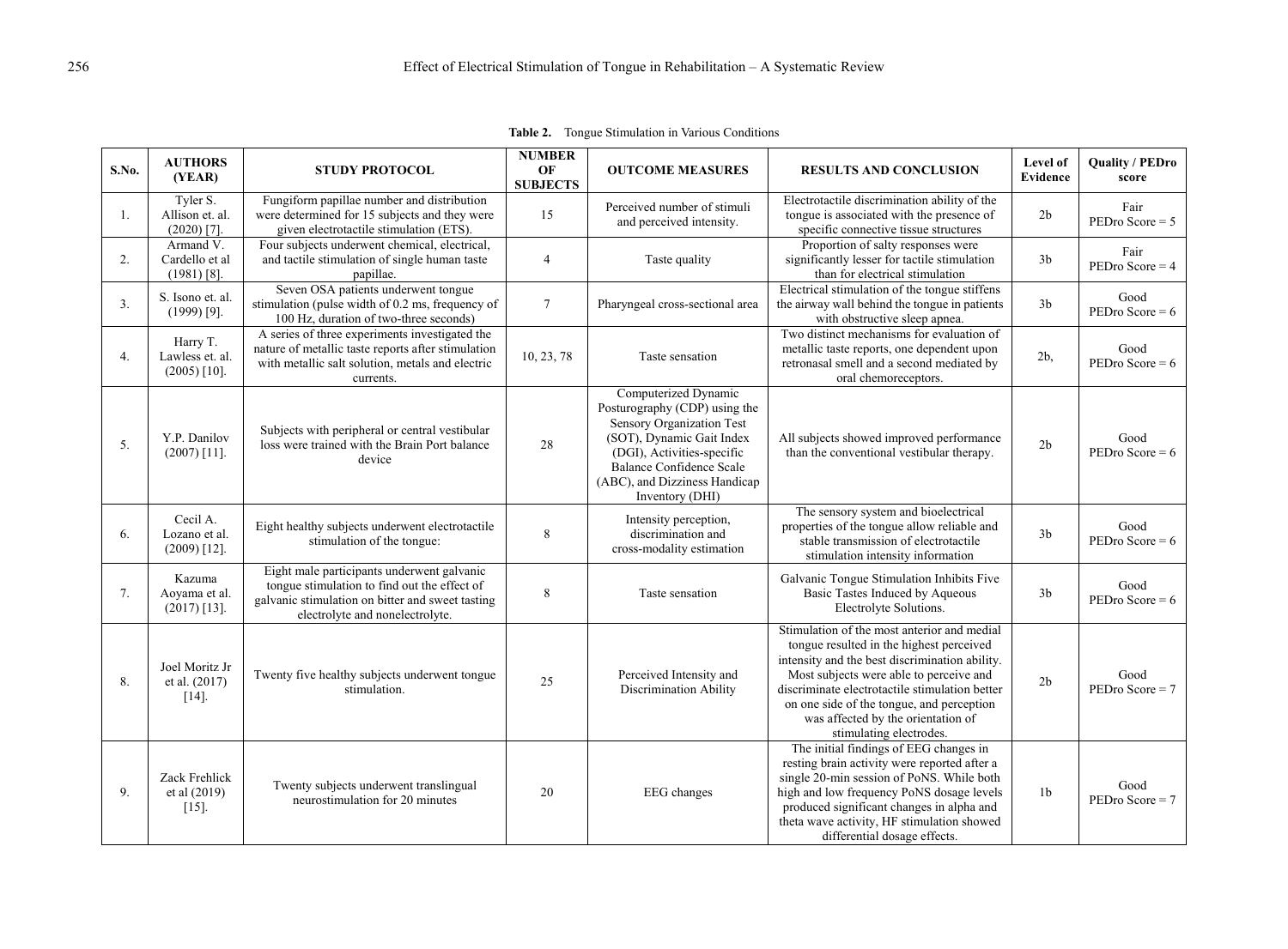**Table 2.** Tongue Stimulation in Various Conditions

| S.No. | AUTHORS (YEAR) | STUDY PROTOCOL | NUMBER OF SUBJECTS | OUTCOME MEASURES | RESULTS AND CONCLUSION | Level of Evidence | Quality / PEDro score |
|---|---|---|---|---|---|---|---|
| 1. | Tyler S. Allison et. al. (2020) [7]. | Fungiform papillae number and distribution were determined for 15 subjects and they were given electrotactile stimulation (ETS). | 15 | Perceived number of stimuli and perceived intensity. | Electrotactile discrimination ability of the tongue is associated with the presence of specific connective tissue structures | 2b | Fair PEDro Score = 5 |
| 2. | Armand V. Cardello et al (1981) [8]. | Four subjects underwent chemical, electrical, and tactile stimulation of single human taste papillae. | 4 | Taste quality | Proportion of salty responses were significantly lesser for tactile stimulation than for electrical stimulation | 3b | Fair PEDro Score = 4 |
| 3. | S. Isono et. al. (1999) [9]. | Seven OSA patients underwent tongue stimulation (pulse width of 0.2 ms, frequency of 100 Hz, duration of two-three seconds) | 7 | Pharyngeal cross-sectional area | Electrical stimulation of the tongue stiffens the airway wall behind the tongue in patients with obstructive sleep apnea. | 3b | Good PEDro Score = 6 |
| 4. | Harry T. Lawless et. al. (2005) [10]. | A series of three experiments investigated the nature of metallic taste reports after stimulation with metallic salt solution, metals and electric currents. | 10, 23, 78 | Taste sensation | Two distinct mechanisms for evaluation of metallic taste reports, one dependent upon retronasal smell and a second mediated by oral chemoreceptors. | 2b, | Good PEDro Score = 6 |
| 5. | Y.P. Danilov (2007) [11]. | Subjects with peripheral or central vestibular loss were trained with the Brain Port balance device | 28 | Computerized Dynamic Posturography (CDP) using the Sensory Organization Test (SOT), Dynamic Gait Index (DGI), Activities-specific Balance Confidence Scale (ABC), and Dizziness Handicap Inventory (DHI) | All subjects showed improved performance than the conventional vestibular therapy. | 2b | Good PEDro Score = 6 |
| 6. | Cecil A. Lozano et al. (2009) [12]. | Eight healthy subjects underwent electrotactile stimulation of the tongue: | 8 | Intensity perception, discrimination and cross-modality estimation | The sensory system and bioelectrical properties of the tongue allow reliable and stable transmission of electrotactile stimulation intensity information | 3b | Good PEDro Score = 6 |
| 7. | Kazuma Aoyama et al. (2017) [13]. | Eight male participants underwent galvanic tongue stimulation to find out the effect of galvanic stimulation on bitter and sweet tasting electrolyte and nonelectrolyte. | 8 | Taste sensation | Galvanic Tongue Stimulation Inhibits Five Basic Tastes Induced by Aqueous Electrolyte Solutions. | 3b | Good PEDro Score = 6 |
| 8. | Joel Moritz Jr et al. (2017) [14]. | Twenty five healthy subjects underwent tongue stimulation. | 25 | Perceived Intensity and Discrimination Ability | Stimulation of the most anterior and medial tongue resulted in the highest perceived intensity and the best discrimination ability. Most subjects were able to perceive and discriminate electrotactile stimulation better on one side of the tongue, and perception was affected by the orientation of stimulating electrodes. | 2b | Good PEDro Score = 7 |
| 9. | Zack Frehlick et al (2019) [15]. | Twenty subjects underwent translingual neurostimulation for 20 minutes | 20 | EEG changes | The initial findings of EEG changes in resting brain activity were reported after a single 20-min session of PoNS. While both high and low frequency PoNS dosage levels produced significant changes in alpha and theta wave activity, HF stimulation showed differential dosage effects. | 1b | Good PEDro Score = 7 |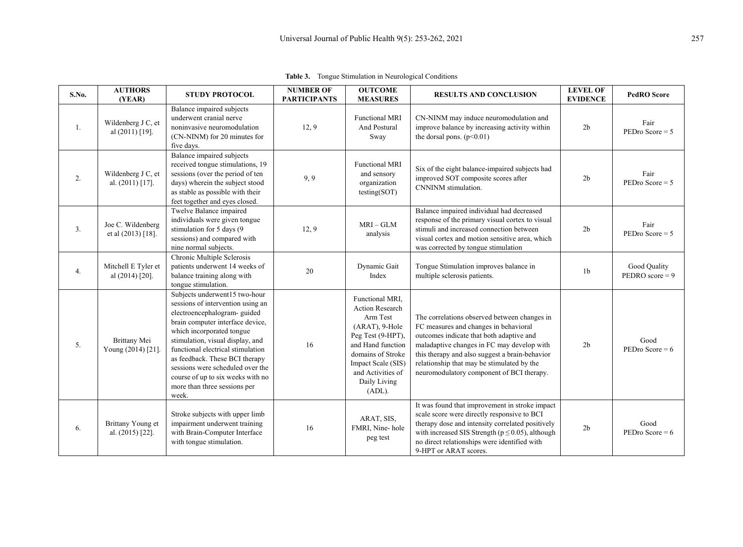**Table 3.** Tongue Stimulation in Neurological Conditions

| S.No. | AUTHORS (YEAR) | STUDY PROTOCOL | NUMBER OF PARTICIPANTS | OUTCOME MEASURES | RESULTS AND CONCLUSION | LEVEL OF EVIDENCE | PedRO Score |
|---|---|---|---|---|---|---|---|
| 1. | Wildenberg J C, et al (2011) [19]. | Balance impaired subjects underwent cranial nerve noninvasive neuromodulation (CN-NINM) for 20 minutes for five days. | 12, 9 | Functional MRI And Postural Sway | CN-NINM may induce neuromodulation and improve balance by increasing activity within the dorsal pons. ($p<0.01$) | 2b | Fair PEDro Score = 5 |
| 2. | Wildenberg J C, et al. (2011) [17]. | Balance impaired subjects received tongue stimulations, 19 sessions (over the period of ten days) wherein the subject stood as stable as possible with their feet together and eyes closed. | 9, 9 | Functional MRI and sensory organization testing(SOT) | Six of the eight balance-impaired subjects had improved SOT composite scores after CNNINM stimulation. | 2b | Fair PEDro Score = 5 |
| 3. | Joe C. Wildenberg et al (2013) [18]. | Twelve Balance impaired individuals were given tongue stimulation for 5 days (9 sessions) and compared with nine normal subjects. | 12, 9 | MRI – GLM analysis | Balance impaired individual had decreased response of the primary visual cortex to visual stimuli and increased connection between visual cortex and motion sensitive area, which was corrected by tongue stimulation | 2b | Fair PEDro Score = 5 |
| 4. | Mitchell E Tyler et al (2014) [20]. | Chronic Multiple Sclerosis patients underwent 14 weeks of balance training along with tongue stimulation. | 20 | Dynamic Gait Index | Tongue Stimulation improves balance in multiple sclerosis patients. | 1b | Good Quality PEDRO score = 9 |
| 5. | Brittany Mei Young (2014) [21]. | Subjects underwent15 two-hour sessions of intervention using an electroencephalogram- guided brain computer interface device, which incorporated tongue stimulation, visual display, and functional electrical stimulation as feedback. These BCI therapy sessions were scheduled over the course of up to six weeks with no more than three sessions per week. | 16 | Functional MRI, Action Research Arm Test (ARAT), 9-Hole Peg Test (9-HPT), and Hand function domains of Stroke Impact Scale (SIS) and Activities of Daily Living (ADL). | The correlations observed between changes in FC measures and changes in behavioral outcomes indicate that both adaptive and maladaptive changes in FC may develop with this therapy and also suggest a brain-behavior relationship that may be stimulated by the neuromodulatory component of BCI therapy. | 2b | Good PEDro Score = 6 |
| 6. | Brittany Young et al. (2015) [22]. | Stroke subjects with upper limb impairment underwent training with Brain-Computer Interface with tongue stimulation. | 16 | ARAT, SIS, FMRI, Nine- hole peg test | It was found that improvement in stroke impact scale score were directly responsive to BCI therapy dose and intensity correlated positively with increased SIS Strength ($p \leq 0.05$), although no direct relationships were identified with 9-HPT or ARAT scores. | 2b | Good PEDro Score = 6 |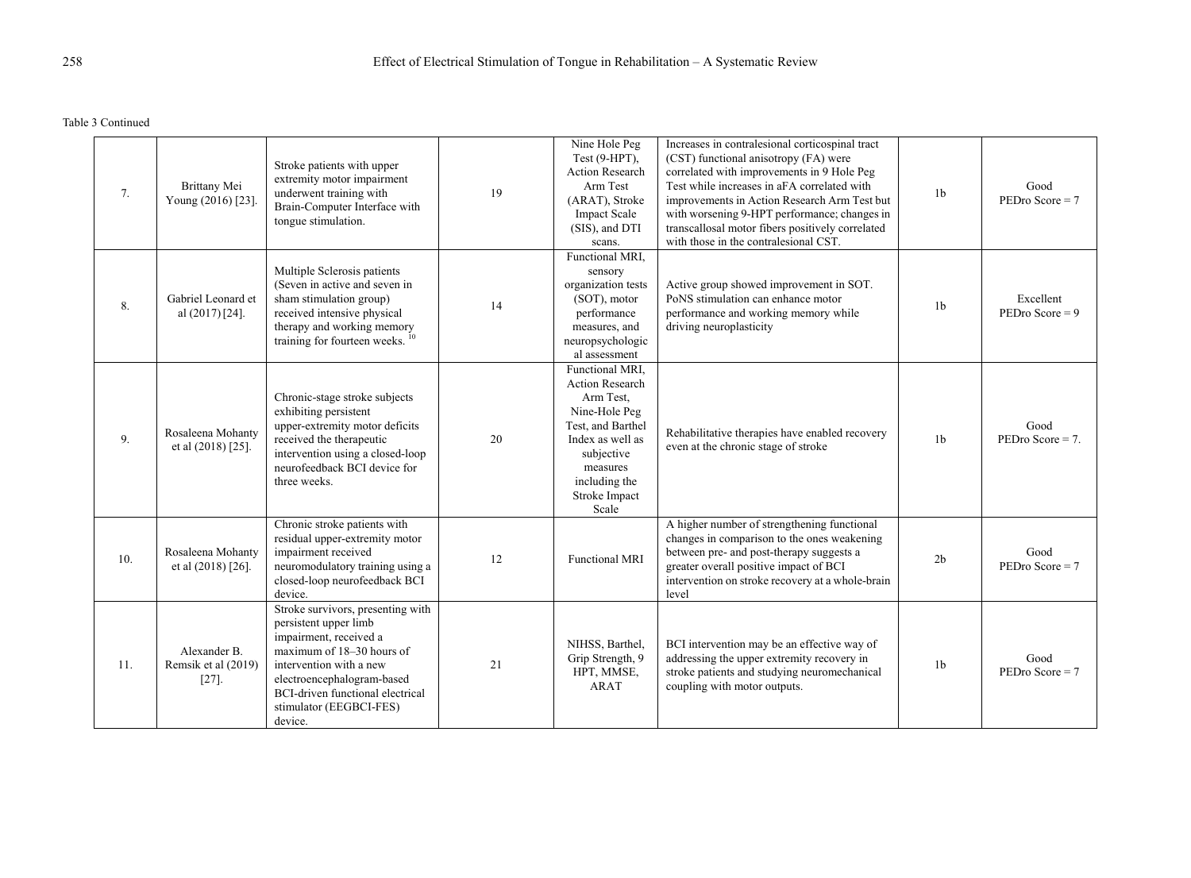Table 3 Continued

| | | | | | | | |
|---|---|---|---|---|---|---|---|
| 7. | Brittany Mei Young (2016) [23]. | Stroke patients with upper extremity motor impairment underwent training with Brain-Computer Interface with tongue stimulation. | 19 | Nine Hole Peg Test (9-HPT), Action Research Arm Test (ARAT), Stroke Impact Scale (SIS), and DTI scans. | Increases in contralesional corticospinal tract (CST) functional anisotropy (FA) were correlated with improvements in 9 Hole Peg Test while increases in aFA correlated with improvements in Action Research Arm Test but with worsening 9-HPT performance; changes in transcallosal motor fibers positively correlated with those in the contralesional CST. | 1b | Good PEDro Score = 7 |
| 8. | Gabriel Leonard et al (2017) [24]. | Multiple Sclerosis patients (Seven in active and seven in sham stimulation group) received intensive physical therapy and working memory training for fourteen weeks. [10] | 14 | Functional MRI, sensory organization tests (SOT), motor performance measures, and neuropsychological assessment | Active group showed improvement in SOT. PoNS stimulation can enhance motor performance and working memory while driving neuroplasticity | 1b | Excellent PEDro Score = 9 |
| 9. | Rosaleena Mohanty et al (2018) [25]. | Chronic-stage stroke subjects exhibiting persistent upper-extremity motor deficits received the therapeutic intervention using a closed-loop neurofeedback BCI device for three weeks. | 20 | Functional MRI, Action Research Arm Test, Nine-Hole Peg Test, and Barthel Index as well as subjective measures including the Stroke Impact Scale | Rehabilitative therapies have enabled recovery even at the chronic stage of stroke | 1b | Good PEDro Score = 7. |
| 10. | Rosaleena Mohanty et al (2018) [26]. | Chronic stroke patients with residual upper-extremity motor impairment received neuromodulatory training using a closed-loop neurofeedback BCI device. | 12 | Functional MRI | A higher number of strengthening functional changes in comparison to the ones weakening between pre- and post-therapy suggests a greater overall positive impact of BCI intervention on stroke recovery at a whole-brain level | 2b | Good PEDro Score = 7 |
| 11. | Alexander B. Remsik et al (2019) [27]. | Stroke survivors, presenting with persistent upper limb impairment, received a maximum of 18–30 hours of intervention with a new electroencephalogram-based BCI-driven functional electrical stimulator (EEGBCI-FES) device. | 21 | NIHSS, Barthel, Grip Strength, 9 HPT, MMSE, ARAT | BCI intervention may be an effective way of addressing the upper extremity recovery in stroke patients and studying neuromechanical coupling with motor outputs. | 1b | Good PEDro Score = 7 |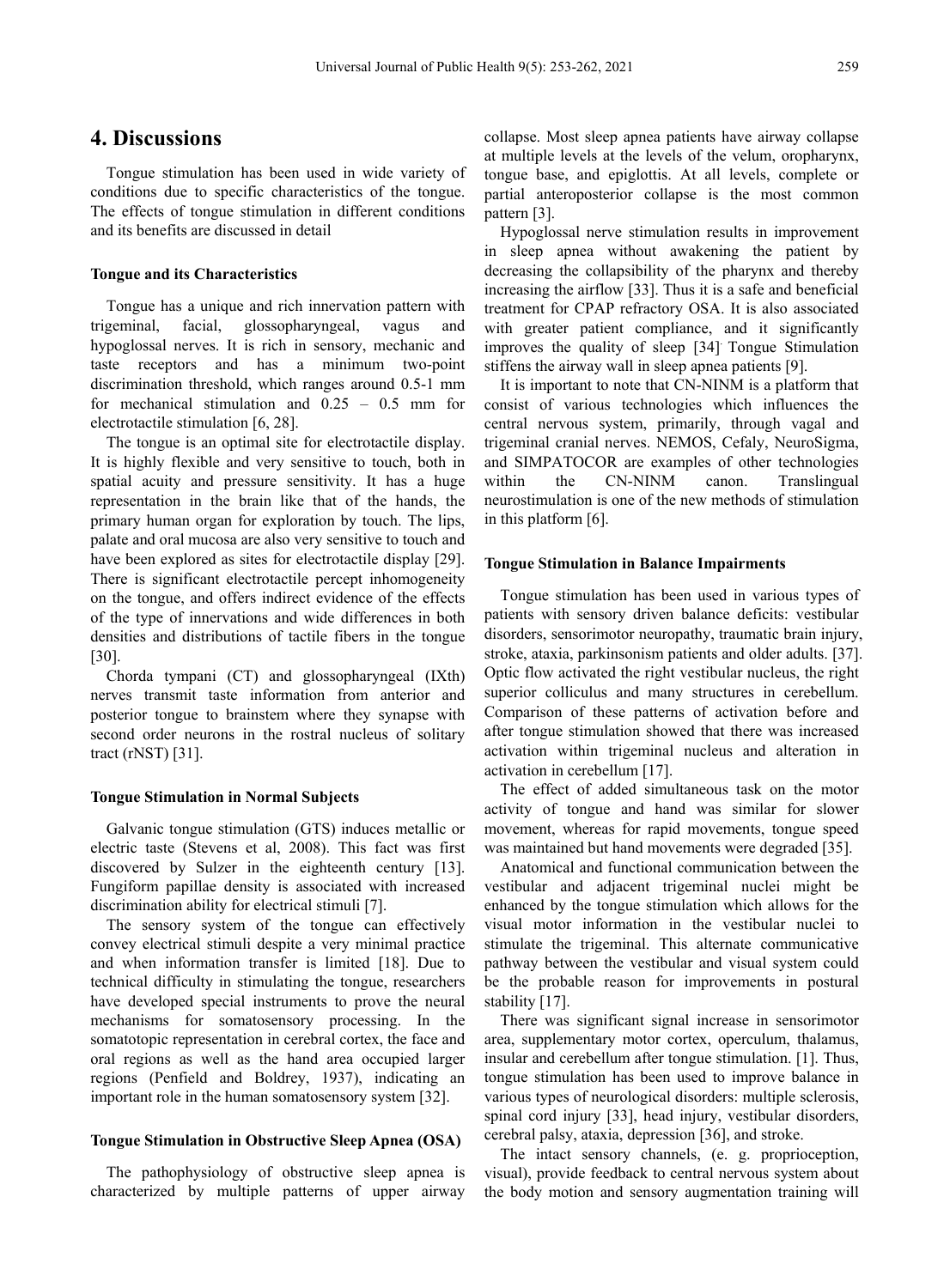# 4. Discussions

Tongue stimulation has been used in wide variety of conditions due to specific characteristics of the tongue. The effects of tongue stimulation in different conditions and its benefits are discussed in detail

### Tongue and its Characteristics

Tongue has a unique and rich innervation pattern with trigeminal, facial, glossopharyngeal, vagus and hypoglossal nerves. It is rich in sensory, mechanic and taste receptors and has a minimum two-point discrimination threshold, which ranges around 0.5-1 mm for mechanical stimulation and 0.25 – 0.5 mm for electrotactile stimulation [6, 28].

The tongue is an optimal site for electrotactile display. It is highly flexible and very sensitive to touch, both in spatial acuity and pressure sensitivity. It has a huge representation in the brain like that of the hands, the primary human organ for exploration by touch. The lips, palate and oral mucosa are also very sensitive to touch and have been explored as sites for electrotactile display [29]. There is significant electrotactile percept inhomogeneity on the tongue, and offers indirect evidence of the effects of the type of innervations and wide differences in both densities and distributions of tactile fibers in the tongue [30].

Chorda tympani (CT) and glossopharyngeal (IXth) nerves transmit taste information from anterior and posterior tongue to brainstem where they synapse with second order neurons in the rostral nucleus of solitary tract (rNST) [31].

### Tongue Stimulation in Normal Subjects

Galvanic tongue stimulation (GTS) induces metallic or electric taste (Stevens et al, 2008). This fact was first discovered by Sulzer in the eighteenth century [13]. Fungiform papillae density is associated with increased discrimination ability for electrical stimuli [7].

The sensory system of the tongue can effectively convey electrical stimuli despite a very minimal practice and when information transfer is limited [18]. Due to technical difficulty in stimulating the tongue, researchers have developed special instruments to prove the neural mechanisms for somatosensory processing. In the somatotopic representation in cerebral cortex, the face and oral regions as well as the hand area occupied larger regions (Penfield and Boldrey, 1937), indicating an important role in the human somatosensory system [32].

### Tongue Stimulation in Obstructive Sleep Apnea (OSA)

The pathophysiology of obstructive sleep apnea is characterized by multiple patterns of upper airway collapse. Most sleep apnea patients have airway collapse at multiple levels at the levels of the velum, oropharynx, tongue base, and epiglottis. At all levels, complete or partial anteroposterior collapse is the most common pattern [3].

Hypoglossal nerve stimulation results in improvement in sleep apnea without awakening the patient by decreasing the collapsibility of the pharynx and thereby increasing the airflow [33]. Thus it is a safe and beneficial treatment for CPAP refractory OSA. It is also associated with greater patient compliance, and it significantly improves the quality of sleep [34]. Tongue Stimulation stiffens the airway wall in sleep apnea patients [9].

It is important to note that CN-NINM is a platform that consist of various technologies which influences the central nervous system, primarily, through vagal and trigeminal cranial nerves. NEMOS, Cefaly, NeuroSigma, and SIMPATOCOR are examples of other technologies within the CN-NINM canon. Translingual neurostimulation is one of the new methods of stimulation in this platform [6].

### Tongue Stimulation in Balance Impairments

Tongue stimulation has been used in various types of patients with sensory driven balance deficits: vestibular disorders, sensorimotor neuropathy, traumatic brain injury, stroke, ataxia, parkinsonism patients and older adults. [37]. Optic flow activated the right vestibular nucleus, the right superior colliculus and many structures in cerebellum. Comparison of these patterns of activation before and after tongue stimulation showed that there was increased activation within trigeminal nucleus and alteration in activation in cerebellum [17].

The effect of added simultaneous task on the motor activity of tongue and hand was similar for slower movement, whereas for rapid movements, tongue speed was maintained but hand movements were degraded [35].

Anatomical and functional communication between the vestibular and adjacent trigeminal nuclei might be enhanced by the tongue stimulation which allows for the visual motor information in the vestibular nuclei to stimulate the trigeminal. This alternate communicative pathway between the vestibular and visual system could be the probable reason for improvements in postural stability [17].

There was significant signal increase in sensorimotor area, supplementary motor cortex, operculum, thalamus, insular and cerebellum after tongue stimulation. [1]. Thus, tongue stimulation has been used to improve balance in various types of neurological disorders: multiple sclerosis, spinal cord injury [33], head injury, vestibular disorders, cerebral palsy, ataxia, depression [36], and stroke.

The intact sensory channels, (e. g. proprioception, visual), provide feedback to central nervous system about the body motion and sensory augmentation training will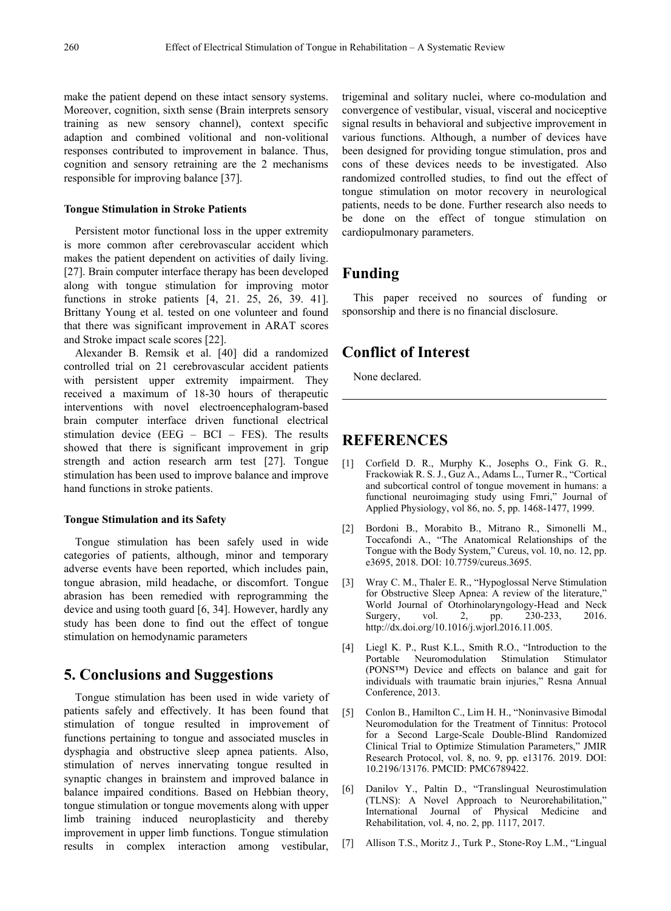make the patient depend on these intact sensory systems. Moreover, cognition, sixth sense (Brain interprets sensory training as new sensory channel), context specific adaption and combined volitional and non-volitional responses contributed to improvement in balance. Thus, cognition and sensory retraining are the 2 mechanisms responsible for improving balance [37].

**Tongue Stimulation in Stroke Patients**

Persistent motor functional loss in the upper extremity is more common after cerebrovascular accident which makes the patient dependent on activities of daily living. [27]. Brain computer interface therapy has been developed along with tongue stimulation for improving motor functions in stroke patients [4, 21. 25, 26, 39. 41]. Brittany Young et al. tested on one volunteer and found that there was significant improvement in ARAT scores and Stroke impact scale scores [22].

Alexander B. Remsik et al. [40] did a randomized controlled trial on 21 cerebrovascular accident patients with persistent upper extremity impairment. They received a maximum of 18-30 hours of therapeutic interventions with novel electroencephalogram-based brain computer interface driven functional electrical stimulation device (EEG – BCI – FES). The results showed that there is significant improvement in grip strength and action research arm test [27]. Tongue stimulation has been used to improve balance and improve hand functions in stroke patients.

**Tongue Stimulation and its Safety**

Tongue stimulation has been safely used in wide categories of patients, although, minor and temporary adverse events have been reported, which includes pain, tongue abrasion, mild headache, or discomfort. Tongue abrasion has been remedied with reprogramming the device and using tooth guard [6, 34]. However, hardly any study has been done to find out the effect of tongue stimulation on hemodynamic parameters

## 5. Conclusions and Suggestions

Tongue stimulation has been used in wide variety of patients safely and effectively. It has been found that stimulation of tongue resulted in improvement of functions pertaining to tongue and associated muscles in dysphagia and obstructive sleep apnea patients. Also, stimulation of nerves innervating tongue resulted in synaptic changes in brainstem and improved balance in balance impaired conditions. Based on Hebbian theory, tongue stimulation or tongue movements along with upper limb training induced neuroplasticity and thereby improvement in upper limb functions. Tongue stimulation results in complex interaction among vestibular, trigeminal and solitary nuclei, where co-modulation and convergence of vestibular, visual, visceral and nociceptive signal results in behavioral and subjective improvement in various functions. Although, a number of devices have been designed for providing tongue stimulation, pros and cons of these devices needs to be investigated. Also randomized controlled studies, to find out the effect of tongue stimulation on motor recovery in neurological patients, needs to be done. Further research also needs to be done on the effect of tongue stimulation on cardiopulmonary parameters.

## Funding

This paper received no sources of funding or sponsorship and there is no financial disclosure.

## Conflict of Interest

None declared.

---

## REFERENCES

[1] Corfield D. R., Murphy K., Josephs O., Fink G. R., Frackowiak R. S. J., Guz A., Adams L., Turner R., "Cortical and subcortical control of tongue movement in humans: a functional neuroimaging study using Fmri," Journal of Applied Physiology, vol 86, no. 5, pp. 1468-1477, 1999.

[2] Bordoni B., Morabito B., Mitrano R., Simonelli M., Toccafondi A., "The Anatomical Relationships of the Tongue with the Body System," Cureus, vol. 10, no. 12, pp. e3695, 2018. DOI: 10.7759/cureus.3695.

[3] Wray C. M., Thaler E. R., "Hypoglossal Nerve Stimulation for Obstructive Sleep Apnea: A review of the literature," World Journal of Otorhinolaryngology-Head and Neck Surgery, vol. 2, pp. 230-233, 2016. http://dx.doi.org/10.1016/j.wjorl.2016.11.005.

[4] Liegl K. P., Rust K.L., Smith R.O., "Introduction to the Portable Neuromodulation Stimulation Stimulator (PONS™) Device and effects on balance and gait for individuals with traumatic brain injuries," Resna Annual Conference, 2013.

[5] Conlon B., Hamilton C., Lim H. H., "Noninvasive Bimodal Neuromodulation for the Treatment of Tinnitus: Protocol for a Second Large-Scale Double-Blind Randomized Clinical Trial to Optimize Stimulation Parameters," JMIR Research Protocol, vol. 8, no. 9, pp. e13176. 2019. DOI: 10.2196/13176. PMCID: PMC6789422.

[6] Danilov Y., Paltin D., "Translingual Neurostimulation (TLNS): A Novel Approach to Neurorehabilitation," International Journal of Physical Medicine and Rehabilitation, vol. 4, no. 2, pp. 1117, 2017.

[7] Allison T.S., Moritz J., Turk P., Stone-Roy L.M., "Lingual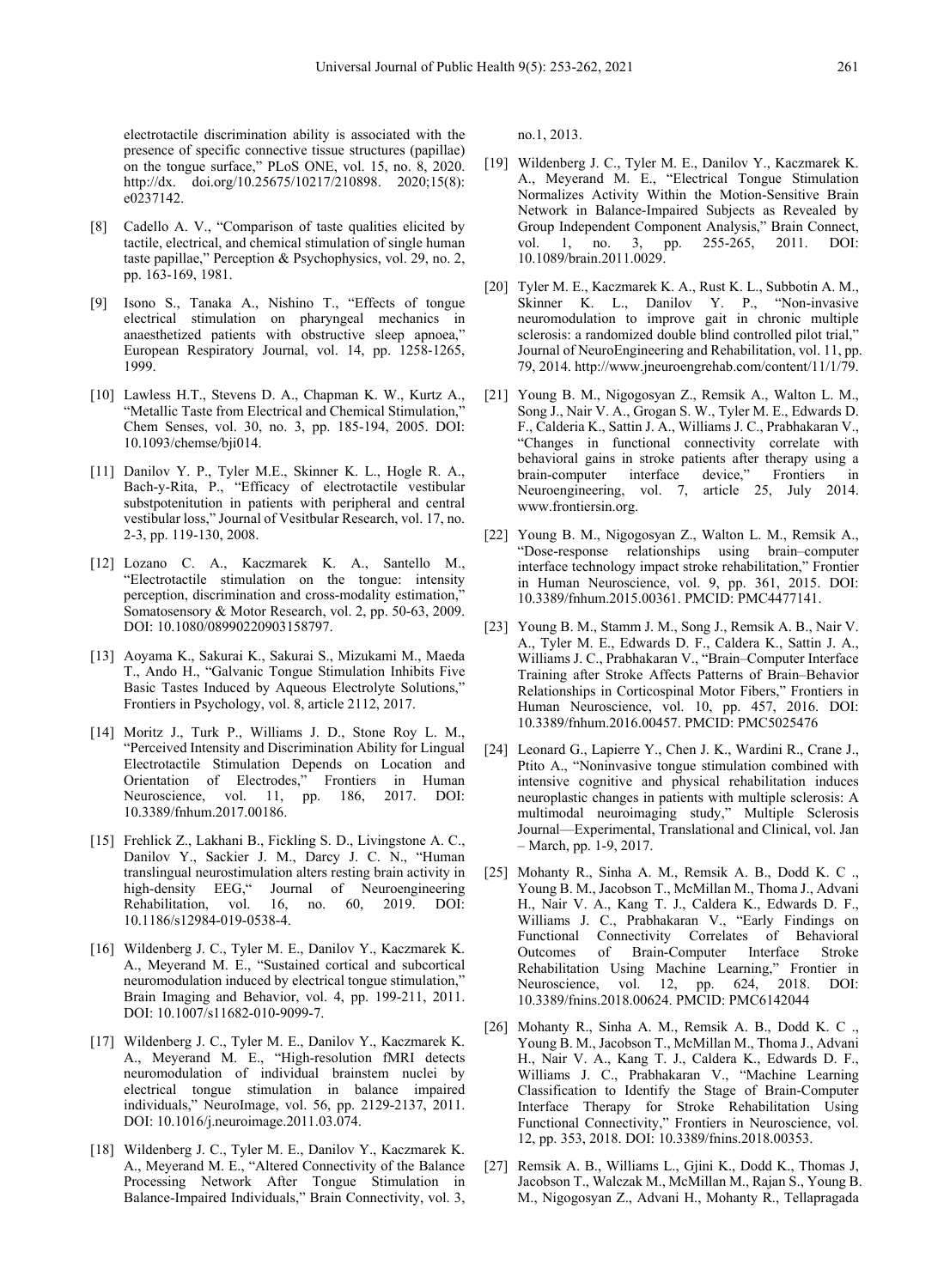electrotactile discrimination ability is associated with the presence of specific connective tissue structures (papillae) on the tongue surface," PLoS ONE, vol. 15, no. 8, 2020. http://dx. doi.org/10.25675/10217/210898. 2020;15(8): e0237142.

[8] Cadello A. V., "Comparison of taste qualities elicited by tactile, electrical, and chemical stimulation of single human taste papillae," Perception & Psychophysics, vol. 29, no. 2, pp. 163-169, 1981.

[9] Isono S., Tanaka A., Nishino T., "Effects of tongue electrical stimulation on pharyngeal mechanics in anaesthetized patients with obstructive sleep apnoea," European Respiratory Journal, vol. 14, pp. 1258-1265, 1999.

[10] Lawless H.T., Stevens D. A., Chapman K. W., Kurtz A., "Metallic Taste from Electrical and Chemical Stimulation," Chem Senses, vol. 30, no. 3, pp. 185-194, 2005. DOI: 10.1093/chemse/bji014.

[11] Danilov Y. P., Tyler M.E., Skinner K. L., Hogle R. A., Bach-y-Rita, P., "Efficacy of electrotactile vestibular substpotenitution in patients with peripheral and central vestibular loss," Journal of Vesitbular Research, vol. 17, no. 2-3, pp. 119-130, 2008.

[12] Lozano C. A., Kaczmarek K. A., Santello M., "Electrotactile stimulation on the tongue: intensity perception, discrimination and cross-modality estimation," Somatosensory & Motor Research, vol. 2, pp. 50-63, 2009. DOI: 10.1080/08990220903158797.

[13] Aoyama K., Sakurai K., Sakurai S., Mizukami M., Maeda T., Ando H., "Galvanic Tongue Stimulation Inhibits Five Basic Tastes Induced by Aqueous Electrolyte Solutions," Frontiers in Psychology, vol. 8, article 2112, 2017.

[14] Moritz J., Turk P., Williams J. D., Stone Roy L. M., "Perceived Intensity and Discrimination Ability for Lingual Electrotactile Stimulation Depends on Location and Orientation of Electrodes," Frontiers in Human Neuroscience, vol. 11, pp. 186, 2017. DOI: 10.3389/fnhum.2017.00186.

[15] Frehlick Z., Lakhani B., Fickling S. D., Livingstone A. C., Danilov Y., Sackier J. M., Darcy J. C. N., "Human translingual neurostimulation alters resting brain activity in high-density EEG," Journal of Neuroengineering Rehabilitation, vol. 16, no. 60, 2019. DOI: 10.1186/s12984-019-0538-4.

[16] Wildenberg J. C., Tyler M. E., Danilov Y., Kaczmarek K. A., Meyerand M. E., "Sustained cortical and subcortical neuromodulation induced by electrical tongue stimulation," Brain Imaging and Behavior, vol. 4, pp. 199-211, 2011. DOI: 10.1007/s11682-010-9099-7.

[17] Wildenberg J. C., Tyler M. E., Danilov Y., Kaczmarek K. A., Meyerand M. E., "High-resolution fMRI detects neuromodulation of individual brainstem nuclei by electrical tongue stimulation in balance impaired individuals," NeuroImage, vol. 56, pp. 2129-2137, 2011. DOI: 10.1016/j.neuroimage.2011.03.074.

[18] Wildenberg J. C., Tyler M. E., Danilov Y., Kaczmarek K. A., Meyerand M. E., "Altered Connectivity of the Balance Processing Network After Tongue Stimulation in Balance-Impaired Individuals," Brain Connectivity, vol. 3, no.1, 2013.

[19] Wildenberg J. C., Tyler M. E., Danilov Y., Kaczmarek K. A., Meyerand M. E., "Electrical Tongue Stimulation Normalizes Activity Within the Motion-Sensitive Brain Network in Balance-Impaired Subjects as Revealed by Group Independent Component Analysis," Brain Connect, vol. 1, no. 3, pp. 255-265, 2011. DOI: 10.1089/brain.2011.0029.

[20] Tyler M. E., Kaczmarek K. A., Rust K. L., Subbotin A. M., Skinner K. L., Danilov Y. P., "Non-invasive neuromodulation to improve gait in chronic multiple sclerosis: a randomized double blind controlled pilot trial," Journal of NeuroEngineering and Rehabilitation, vol. 11, pp. 79, 2014. http://www.jneuroengrehab.com/content/11/1/79.

[21] Young B. M., Nigogosyan Z., Remsik A., Walton L. M., Song J., Nair V. A., Grogan S. W., Tyler M. E., Edwards D. F., Calderia K., Sattin J. A., Williams J. C., Prabhakaran V., "Changes in functional connectivity correlate with behavioral gains in stroke patients after therapy using a brain-computer interface device," Frontiers in Neuroengineering, vol. 7, article 25, July 2014. www.frontiersin.org.

[22] Young B. M., Nigogosyan Z., Walton L. M., Remsik A., "Dose-response relationships using brain–computer interface technology impact stroke rehabilitation," Frontier in Human Neuroscience, vol. 9, pp. 361, 2015. DOI: 10.3389/fnhum.2015.00361. PMCID: PMC4477141.

[23] Young B. M., Stamm J. M., Song J., Remsik A. B., Nair V. A., Tyler M. E., Edwards D. F., Caldera K., Sattin J. A., Williams J. C., Prabhakaran V., "Brain–Computer Interface Training after Stroke Affects Patterns of Brain–Behavior Relationships in Corticospinal Motor Fibers," Frontiers in Human Neuroscience, vol. 10, pp. 457, 2016. DOI: 10.3389/fnhum.2016.00457. PMCID: PMC5025476

[24] Leonard G., Lapierre Y., Chen J. K., Wardini R., Crane J., Ptito A., "Noninvasive tongue stimulation combined with intensive cognitive and physical rehabilitation induces neuroplastic changes in patients with multiple sclerosis: A multimodal neuroimaging study," Multiple Sclerosis Journal—Experimental, Translational and Clinical, vol. Jan – March, pp. 1-9, 2017.

[25] Mohanty R., Sinha A. M., Remsik A. B., Dodd K. C ., Young B. M., Jacobson T., McMillan M., Thoma J., Advani H., Nair V. A., Kang T. J., Caldera K., Edwards D. F., Williams J. C., Prabhakaran V., "Early Findings on Functional Connectivity Correlates of Behavioral Outcomes of Brain-Computer Interface Stroke Rehabilitation Using Machine Learning," Frontier in Neuroscience, vol. 12, pp. 624, 2018. DOI: 10.3389/fnins.2018.00624. PMCID: PMC6142044

[26] Mohanty R., Sinha A. M., Remsik A. B., Dodd K. C ., Young B. M., Jacobson T., McMillan M., Thoma J., Advani H., Nair V. A., Kang T. J., Caldera K., Edwards D. F., Williams J. C., Prabhakaran V., "Machine Learning Classification to Identify the Stage of Brain-Computer Interface Therapy for Stroke Rehabilitation Using Functional Connectivity," Frontiers in Neuroscience, vol. 12, pp. 353, 2018. DOI: 10.3389/fnins.2018.00353.

[27] Remsik A. B., Williams L., Gjini K., Dodd K., Thomas J, Jacobson T., Walczak M., McMillan M., Rajan S., Young B. M., Nigogosyan Z., Advani H., Mohanty R., Tellapragada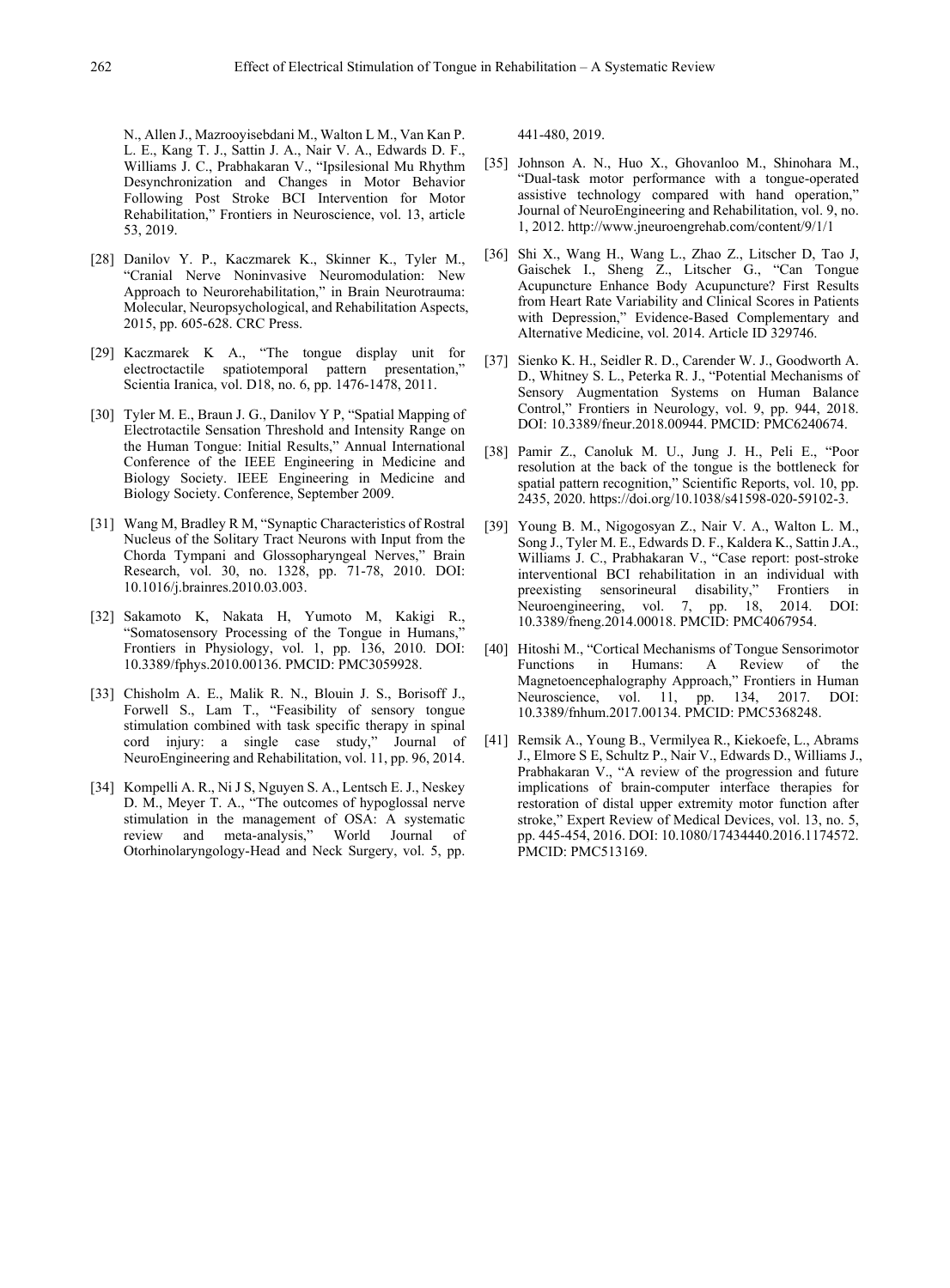N., Allen J., Mazrooyisebdani M., Walton L M., Van Kan P. L. E., Kang T. J., Sattin J. A., Nair V. A., Edwards D. F., Williams J. C., Prabhakaran V., "Ipsilesional Mu Rhythm Desynchronization and Changes in Motor Behavior Following Post Stroke BCI Intervention for Motor Rehabilitation," Frontiers in Neuroscience, vol. 13, article 53, 2019.

[28] Danilov Y. P., Kaczmarek K., Skinner K., Tyler M., "Cranial Nerve Noninvasive Neuromodulation: New Approach to Neurorehabilitation," in Brain Neurotrauma: Molecular, Neuropsychological, and Rehabilitation Aspects, 2015, pp. 605-628. CRC Press.

[29] Kaczmarek K A., "The tongue display unit for electrotactile spatiotemporal pattern presentation," Scientia Iranica, vol. D18, no. 6, pp. 1476-1478, 2011.

[30] Tyler M. E., Braun J. G., Danilov Y P, "Spatial Mapping of Electrotactile Sensation Threshold and Intensity Range on the Human Tongue: Initial Results," Annual International Conference of the IEEE Engineering in Medicine and Biology Society. IEEE Engineering in Medicine and Biology Society. Conference, September 2009.

[31] Wang M, Bradley R M, "Synaptic Characteristics of Rostral Nucleus of the Solitary Tract Neurons with Input from the Chorda Tympani and Glossopharyngeal Nerves," Brain Research, vol. 30, no. 1328, pp. 71-78, 2010. DOI: 10.1016/j.brainres.2010.03.003.

[32] Sakamoto K, Nakata H, Yumoto M, Kakigi R., "Somatosensory Processing of the Tongue in Humans," Frontiers in Physiology, vol. 1, pp. 136, 2010. DOI: 10.3389/fphys.2010.00136. PMCID: PMC3059928.

[33] Chisholm A. E., Malik R. N., Blouin J. S., Borisoff J., Forwell S., Lam T., "Feasibility of sensory tongue stimulation combined with task specific therapy in spinal cord injury: a single case study," Journal of NeuroEngineering and Rehabilitation, vol. 11, pp. 96, 2014.

[34] Kompelli A. R., Ni J S, Nguyen S. A., Lentsch E. J., Neskey D. M., Meyer T. A., "The outcomes of hypoglossal nerve stimulation in the management of OSA: A systematic review and meta-analysis," World Journal of Otorhinolaryngology-Head and Neck Surgery, vol. 5, pp. 441-480, 2019.

[35] Johnson A. N., Huo X., Ghovanloo M., Shinohara M., "Dual-task motor performance with a tongue-operated assistive technology compared with hand operation," Journal of NeuroEngineering and Rehabilitation, vol. 9, no. 1, 2012. http://www.jneuroengrehab.com/content/9/1/1

[36] Shi X., Wang H., Wang L., Zhao Z., Litscher D, Tao J, Gaischek I., Sheng Z., Litscher G., "Can Tongue Acupuncture Enhance Body Acupuncture? First Results from Heart Rate Variability and Clinical Scores in Patients with Depression," Evidence-Based Complementary and Alternative Medicine, vol. 2014. Article ID 329746.

[37] Sienko K. H., Seidler R. D., Carender W. J., Goodworth A. D., Whitney S. L., Peterka R. J., "Potential Mechanisms of Sensory Augmentation Systems on Human Balance Control," Frontiers in Neurology, vol. 9, pp. 944, 2018. DOI: 10.3389/fneur.2018.00944. PMCID: PMC6240674.

[38] Pamir Z., Canoluk M. U., Jung J. H., Peli E., "Poor resolution at the back of the tongue is the bottleneck for spatial pattern recognition," Scientific Reports, vol. 10, pp. 2435, 2020. https://doi.org/10.1038/s41598-020-59102-3.

[39] Young B. M., Nigogosyan Z., Nair V. A., Walton L. M., Song J., Tyler M. E., Edwards D. F., Kaldera K., Sattin J.A., Williams J. C., Prabhakaran V., "Case report: post-stroke interventional BCI rehabilitation in an individual with preexisting sensorineural disability," Frontiers in Neuroengineering, vol. 7, pp. 18, 2014. DOI: 10.3389/fneng.2014.00018. PMCID: PMC4067954.

[40] Hitoshi M., "Cortical Mechanisms of Tongue Sensorimotor Functions in Humans: A Review of the Magnetoencephalography Approach," Frontiers in Human Neuroscience, vol. 11, pp. 134, 2017. DOI: 10.3389/fnhum.2017.00134. PMCID: PMC5368248.

[41] Remsik A., Young B., Vermilyea R., Kiekoefe, L., Abrams J., Elmore S E, Schultz P., Nair V., Edwards D., Williams J., Prabhakaran V., "A review of the progression and future implications of brain-computer interface therapies for restoration of distal upper extremity motor function after stroke," Expert Review of Medical Devices, vol. 13, no. 5, pp. 445-454, 2016. DOI: 10.1080/17434440.2016.1174572. PMCID: PMC513169.